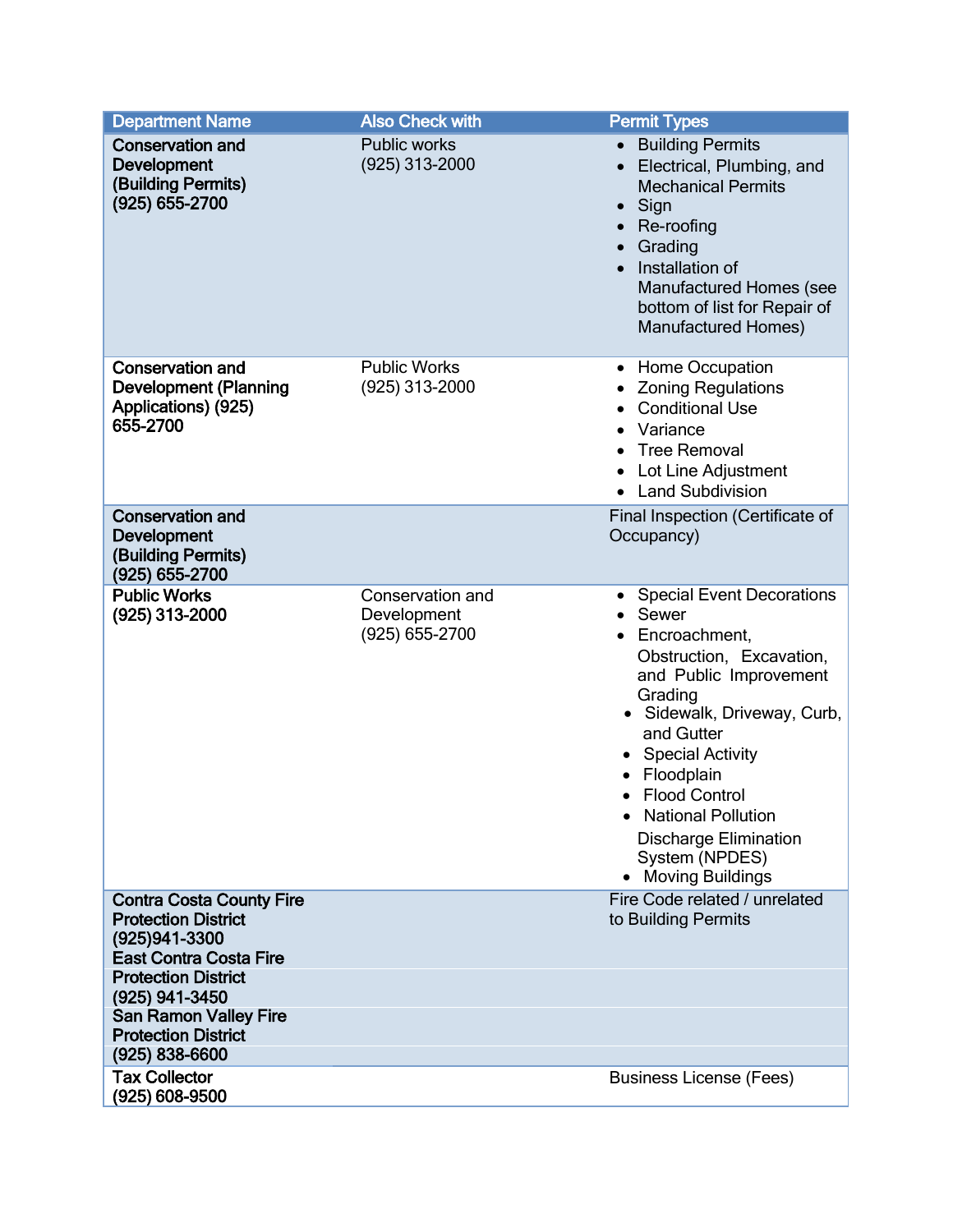| Department Name | Also Check with | Permit Types |
|---|---|---|
| **Conservation and Development (Building Permits) (925) 655-2700** | Public works (925) 313-2000 | • Building Permits<br>• Electrical, Plumbing, and Mechanical Permits<br>• Sign<br>• Re-roofing<br>• Grading<br>• Installation of Manufactured Homes (see bottom of list for Repair of Manufactured Homes) |
| **Conservation and Development (Planning Applications) (925) 655-2700** | Public Works (925) 313-2000 | • Home Occupation<br>• Zoning Regulations<br>• Conditional Use<br>• Variance<br>• Tree Removal<br>• Lot Line Adjustment<br>• Land Subdivision |
| **Conservation and Development (Building Permits) (925) 655-2700** | | Final Inspection (Certificate of Occupancy) |
| **Public Works (925) 313-2000** | Conservation and Development (925) 655-2700 | • Special Event Decorations<br>• Sewer<br>• Encroachment, Obstruction, Excavation, and Public Improvement Grading<br>• Sidewalk, Driveway, Curb, and Gutter<br>• Special Activity<br>• Floodplain<br>• Flood Control<br>• National Pollution Discharge Elimination System (NPDES)<br>• Moving Buildings |
| **Contra Costa County Fire Protection District (925)941-3300** | | Fire Code related / unrelated to Building Permits |
| **East Contra Costa Fire Protection District (925) 941-3450** | | |
| **San Ramon Valley Fire Protection District (925) 838-6600** | | |
| **Tax Collector (925) 608-9500** | | Business License (Fees) |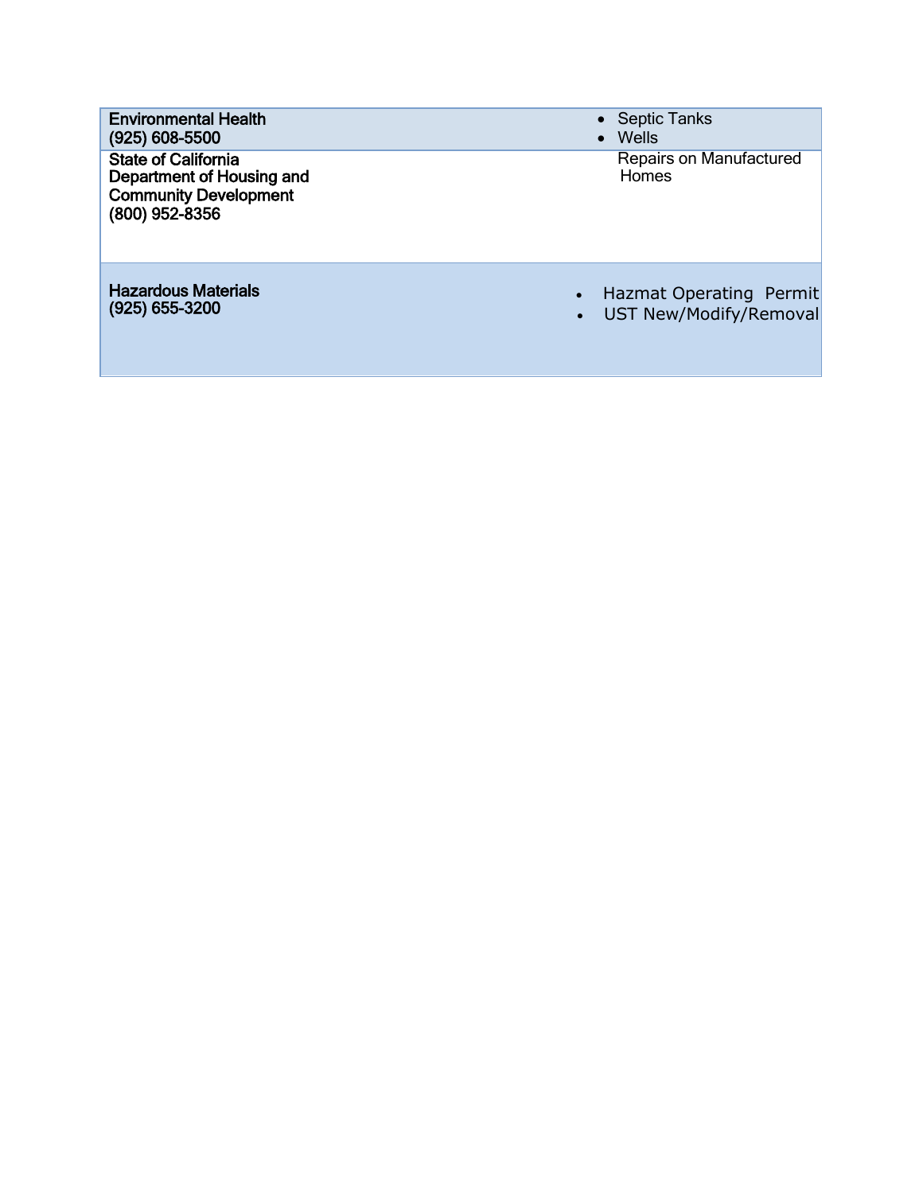| | |
|---|---|
| **Environmental Health**<br>**(925) 608-5500** | • Septic Tanks<br>• Wells |
| **State of California**<br>**Department of Housing and Community Development**<br>**(800) 952-8356** | Repairs on Manufactured Homes |
| **Hazardous Materials**<br>**(925) 655-3200** | • Hazmat Operating Permit<br>• UST New/Modify/Removal |